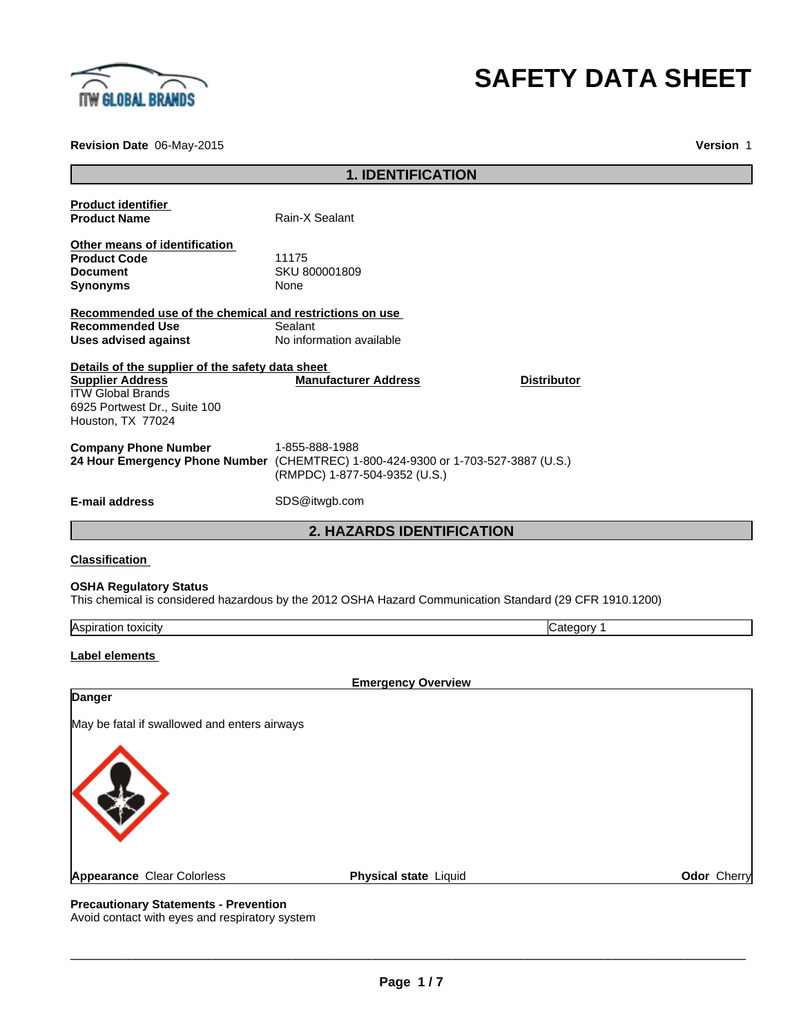# SAFETY DATA SHEET

**Revision Date** 06-May-2015 **Version** 1

## 1. IDENTIFICATION

**Product identifier**

**Product Name** Rain-X Sealant

**Other means of identification**

**Product Code** 11175
**Document** SKU 800001809
**Synonyms** None

**Recommended use of the chemical and restrictions on use**

**Recommended Use** Sealant
**Uses advised against** No information available

**Details of the supplier of the safety data sheet**

| Supplier Address | Manufacturer Address | Distributor |
|---|---|---|
| ITW Global Brands<br>6925 Portwest Dr., Suite 100<br>Houston, TX 77024 | | |

**Company Phone Number** 1-855-888-1988
**24 Hour Emergency Phone Number** (CHEMTREC) 1-800-424-9300 or 1-703-527-3887 (U.S.)
(RMPDC) 1-877-504-9352 (U.S.)

**E-mail address** SDS@itwgb.com

## 2. HAZARDS IDENTIFICATION

**Classification**

**OSHA Regulatory Status**
This chemical is considered hazardous by the 2012 OSHA Hazard Communication Standard (29 CFR 1910.1200)

| Aspiration toxicity | Category 1 |
|---|---|

**Label elements**

**Emergency Overview**

**Danger**

May be fatal if swallowed and enters airways

**Appearance** Clear Colorless **Physical state** Liquid **Odor** Cherry

**Precautionary Statements - Prevention**
Avoid contact with eyes and respiratory system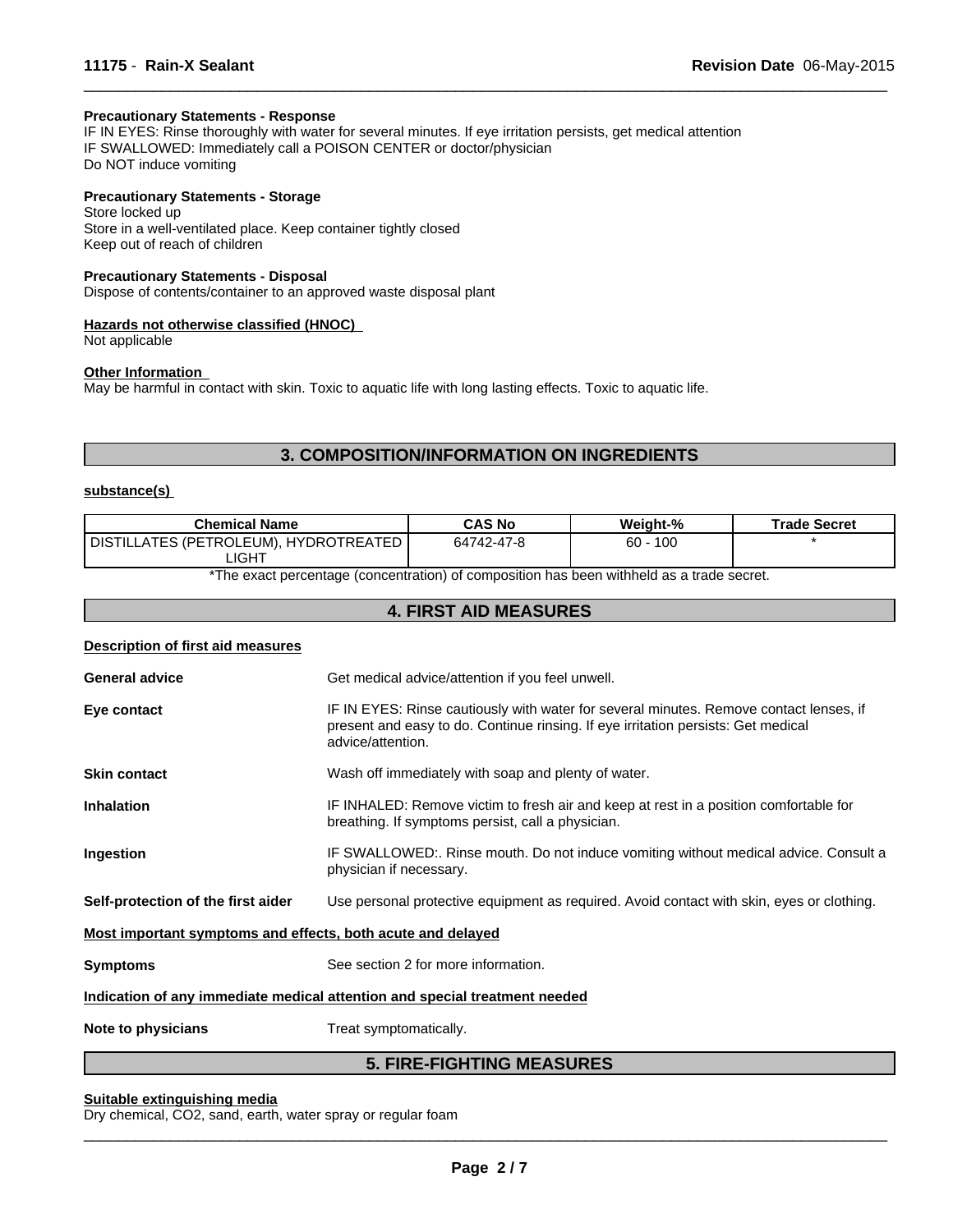**Precautionary Statements - Response**

IF IN EYES: Rinse thoroughly with water for several minutes. If eye irritation persists, get medical attention
IF SWALLOWED: Immediately call a POISON CENTER or doctor/physician
Do NOT induce vomiting

**Precautionary Statements - Storage**

Store locked up
Store in a well-ventilated place. Keep container tightly closed
Keep out of reach of children

**Precautionary Statements - Disposal**

Dispose of contents/container to an approved waste disposal plant

**Hazards not otherwise classified (HNOC)**

Not applicable

**Other Information**

May be harmful in contact with skin. Toxic to aquatic life with long lasting effects. Toxic to aquatic life.

## 3. COMPOSITION/INFORMATION ON INGREDIENTS

**substance(s)**

| Chemical Name | CAS No | Weight-% | Trade Secret |
|---|---|---|---|
| DISTILLATES (PETROLEUM), HYDROTREATED LIGHT | 64742-47-8 | 60 - 100 | * |

*The exact percentage (concentration) of composition has been withheld as a trade secret.

## 4. FIRST AID MEASURES

**Description of first aid measures**

**General advice** Get medical advice/attention if you feel unwell.

**Eye contact** IF IN EYES: Rinse cautiously with water for several minutes. Remove contact lenses, if present and easy to do. Continue rinsing. If eye irritation persists: Get medical advice/attention.

**Skin contact** Wash off immediately with soap and plenty of water.

**Inhalation** IF INHALED: Remove victim to fresh air and keep at rest in a position comfortable for breathing. If symptoms persist, call a physician.

**Ingestion** IF SWALLOWED:. Rinse mouth. Do not induce vomiting without medical advice. Consult a physician if necessary.

**Self-protection of the first aider** Use personal protective equipment as required. Avoid contact with skin, eyes or clothing.

**Most important symptoms and effects, both acute and delayed**

**Symptoms** See section 2 for more information.

**Indication of any immediate medical attention and special treatment needed**

**Note to physicians** Treat symptomatically.

## 5. FIRE-FIGHTING MEASURES

**Suitable extinguishing media**

Dry chemical, $CO_2$, sand, earth, water spray or regular foam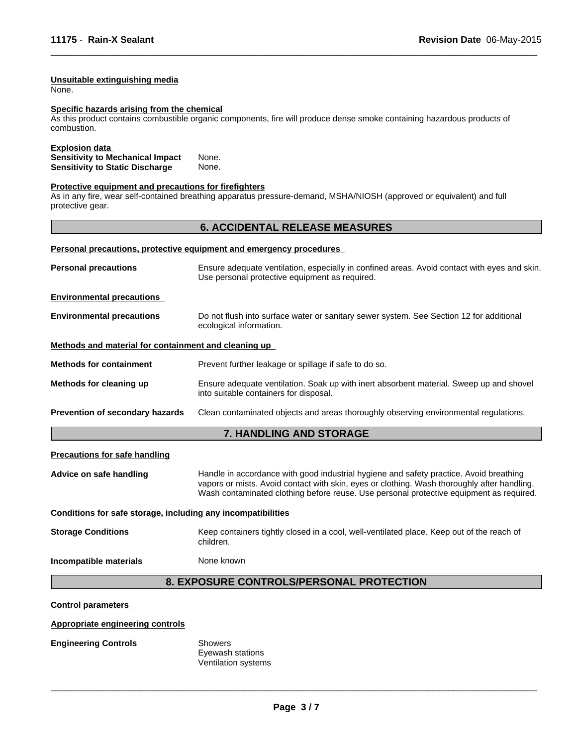**Unsuitable extinguishing media**

None.

**Specific hazards arising from the chemical**

As this product contains combustible organic components, fire will produce dense smoke containing hazardous products of combustion.

**Explosion data**

**Sensitivity to Mechanical Impact** None.
**Sensitivity to Static Discharge** None.

**Protective equipment and precautions for firefighters**

As in any fire, wear self-contained breathing apparatus pressure-demand, MSHA/NIOSH (approved or equivalent) and full protective gear.

## 6. ACCIDENTAL RELEASE MEASURES

**Personal precautions, protective equipment and emergency procedures**

**Personal precautions** Ensure adequate ventilation, especially in confined areas. Avoid contact with eyes and skin. Use personal protective equipment as required.

**Environmental precautions**

**Environmental precautions** Do not flush into surface water or sanitary sewer system. See Section 12 for additional ecological information.

**Methods and material for containment and cleaning up**

**Methods for containment** Prevent further leakage or spillage if safe to do so.

**Methods for cleaning up** Ensure adequate ventilation. Soak up with inert absorbent material. Sweep up and shovel into suitable containers for disposal.

**Prevention of secondary hazards** Clean contaminated objects and areas thoroughly observing environmental regulations.

## 7. HANDLING AND STORAGE

**Precautions for safe handling**

**Advice on safe handling** Handle in accordance with good industrial hygiene and safety practice. Avoid breathing vapors or mists. Avoid contact with skin, eyes or clothing. Wash thoroughly after handling. Wash contaminated clothing before reuse. Use personal protective equipment as required.

**Conditions for safe storage, including any incompatibilities**

**Storage Conditions** Keep containers tightly closed in a cool, well-ventilated place. Keep out of the reach of children.

**Incompatible materials** None known

## 8. EXPOSURE CONTROLS/PERSONAL PROTECTION

**Control parameters**

**Appropriate engineering controls**

**Engineering Controls** Showers
Eyewash stations
Ventilation systems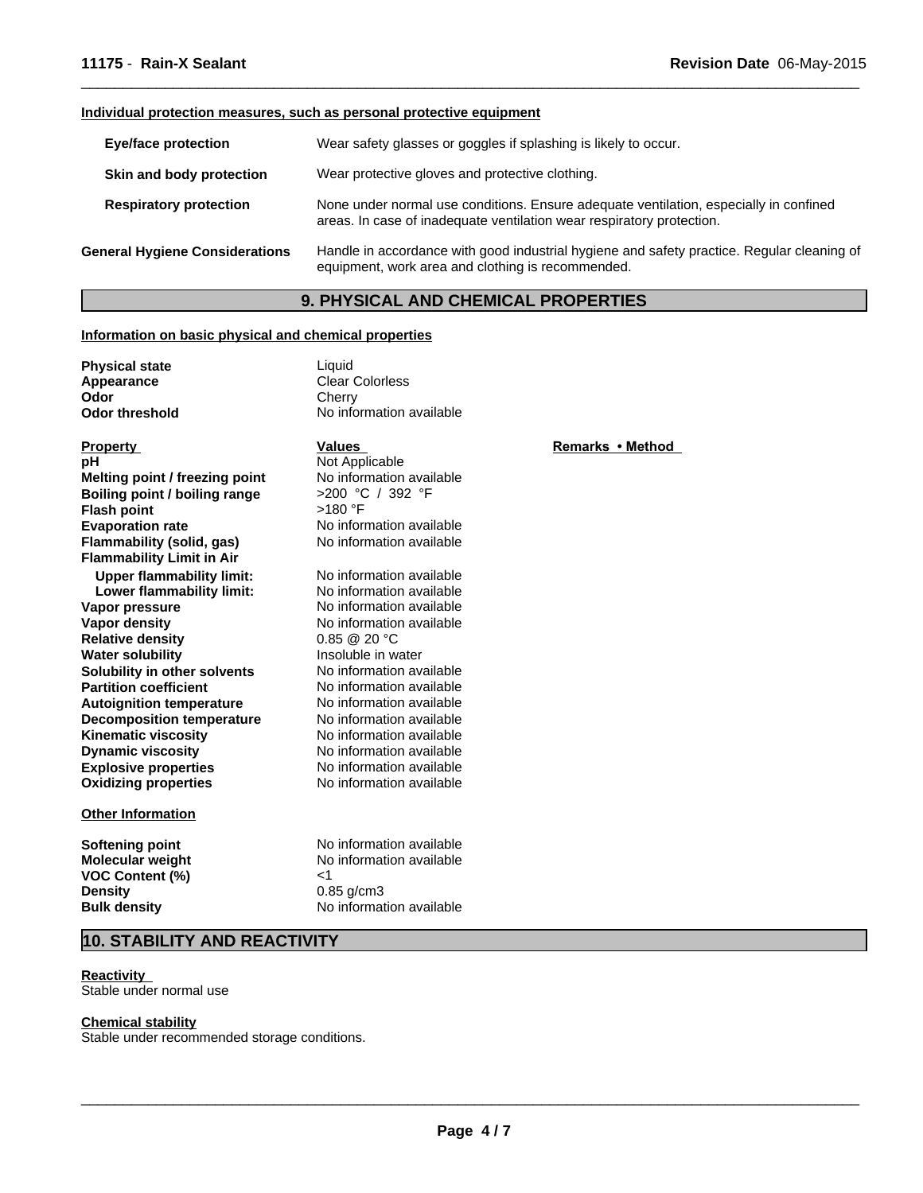#### Individual protection measures, such as personal protective equipment

| | |
|---|---|
| **Eye/face protection** | Wear safety glasses or goggles if splashing is likely to occur. |
| **Skin and body protection** | Wear protective gloves and protective clothing. |
| **Respiratory protection** | None under normal use conditions. Ensure adequate ventilation, especially in confined areas. In case of inadequate ventilation wear respiratory protection. |
| **General Hygiene Considerations** | Handle in accordance with good industrial hygiene and safety practice. Regular cleaning of equipment, work area and clothing is recommended. |

## 9. PHYSICAL AND CHEMICAL PROPERTIES

#### Information on basic physical and chemical properties

| | |
|---|---|
| **Physical state** | Liquid |
| **Appearance** | Clear Colorless |
| **Odor** | Cherry |
| **Odor threshold** | No information available |

| Property | Values | Remarks • Method |
|---|---|---|
| **pH** | Not Applicable | |
| **Melting point / freezing point** | No information available | |
| **Boiling point / boiling range** | >200 °C / 392 °F | |
| **Flash point** | >180 °F | |
| **Evaporation rate** | No information available | |
| **Flammability (solid, gas)** | No information available | |
| **Flammability Limit in Air** | | |
| **Upper flammability limit:** | No information available | |
| **Lower flammability limit:** | No information available | |
| **Vapor pressure** | No information available | |
| **Vapor density** | No information available | |
| **Relative density** | 0.85 @ 20 °C | |
| **Water solubility** | Insoluble in water | |
| **Solubility in other solvents** | No information available | |
| **Partition coefficient** | No information available | |
| **Autoignition temperature** | No information available | |
| **Decomposition temperature** | No information available | |
| **Kinematic viscosity** | No information available | |
| **Dynamic viscosity** | No information available | |
| **Explosive properties** | No information available | |
| **Oxidizing properties** | No information available | |

#### Other Information

| | |
|---|---|
| **Softening point** | No information available |
| **Molecular weight** | No information available |
| **VOC Content (%)** | <1 |
| **Density** | 0.85 g/cm3 |
| **Bulk density** | No information available |

## 10. STABILITY AND REACTIVITY

#### Reactivity

Stable under normal use

#### Chemical stability

Stable under recommended storage conditions.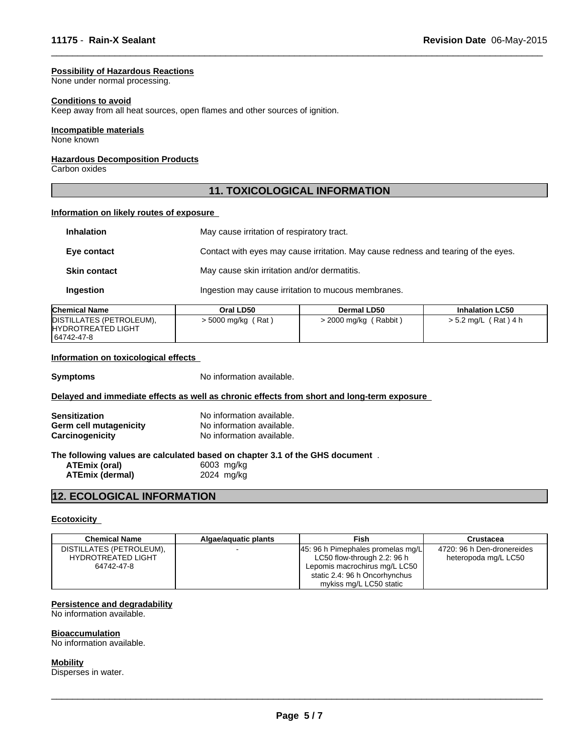**Possibility of Hazardous Reactions**
None under normal processing.

**Conditions to avoid**
Keep away from all heat sources, open flames and other sources of ignition.

**Incompatible materials**
None known

**Hazardous Decomposition Products**
Carbon oxides

## 11. TOXICOLOGICAL INFORMATION

**Information on likely routes of exposure**

**Inhalation** May cause irritation of respiratory tract.

**Eye contact** Contact with eyes may cause irritation. May cause redness and tearing of the eyes.

**Skin contact** May cause skin irritation and/or dermatitis.

**Ingestion** Ingestion may cause irritation to mucous membranes.

| Chemical Name | Oral LD50 | Dermal LD50 | Inhalation LC50 |
|---|---|---|---|
| DISTILLATES (PETROLEUM), HYDROTREATED LIGHT 64742-47-8 | > 5000 mg/kg ( Rat ) | > 2000 mg/kg ( Rabbit ) | > 5.2 mg/L ( Rat ) 4 h |

**Information on toxicological effects**

**Symptoms** No information available.

**Delayed and immediate effects as well as chronic effects from short and long-term exposure**

**Sensitization** No information available.
**Germ cell mutagenicity** No information available.
**Carcinogenicity** No information available.

**The following values are calculated based on chapter 3.1 of the GHS document** .
**ATEmix (oral)** 6003 mg/kg
**ATEmix (dermal)** 2024 mg/kg

## 12. ECOLOGICAL INFORMATION

**Ecotoxicity**

| Chemical Name | Algae/aquatic plants | Fish | Crustacea |
|---|---|---|---|
| DISTILLATES (PETROLEUM), HYDROTREATED LIGHT 64742-47-8 | - | 45: 96 h Pimephales promelas mg/L LC50 flow-through 2.2: 96 h Lepomis macrochirus mg/L LC50 static 2.4: 96 h Oncorhynchus mykiss mg/L LC50 static | 4720: 96 h Den-dronereides heteropoda mg/L LC50 |

**Persistence and degradability**
No information available.

**Bioaccumulation**
No information available.

**Mobility**
Disperses in water.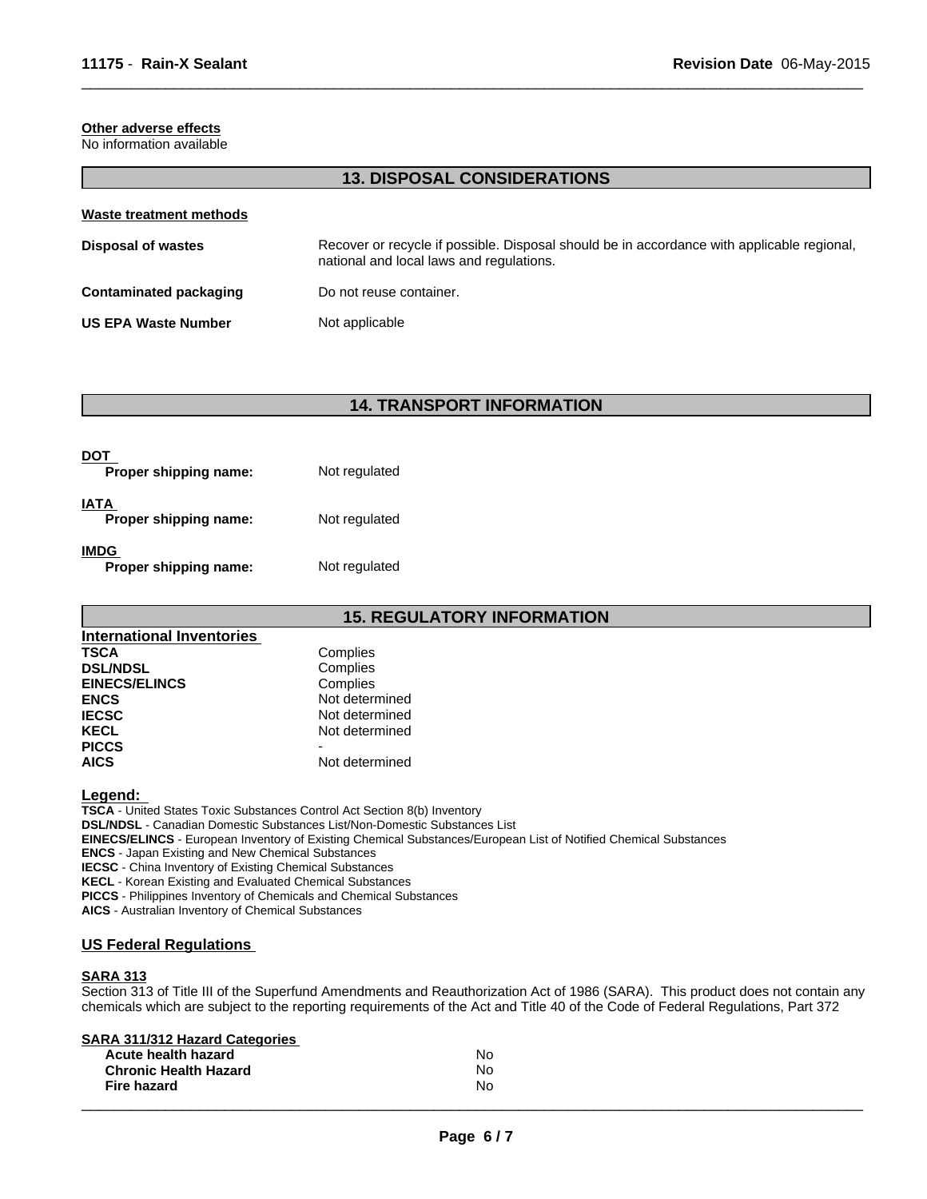**Other adverse effects**
No information available

## 13. DISPOSAL CONSIDERATIONS

**Waste treatment methods**

| | |
|---|---|
| **Disposal of wastes** | Recover or recycle if possible. Disposal should be in accordance with applicable regional, national and local laws and regulations. |
| **Contaminated packaging** | Do not reuse container. |
| **US EPA Waste Number** | Not applicable |

## 14. TRANSPORT INFORMATION

**DOT**
**Proper shipping name:** Not regulated

**IATA**
**Proper shipping name:** Not regulated

**IMDG**
**Proper shipping name:** Not regulated

## 15. REGULATORY INFORMATION

**International Inventories**

| | |
|---|---|
| **TSCA** | Complies |
| **DSL/NDSL** | Complies |
| **EINECS/ELINCS** | Complies |
| **ENCS** | Not determined |
| **IECSC** | Not determined |
| **KECL** | Not determined |
| **PICCS** | - |
| **AICS** | Not determined |

**Legend:**
**TSCA** - United States Toxic Substances Control Act Section 8(b) Inventory
**DSL/NDSL** - Canadian Domestic Substances List/Non-Domestic Substances List
**EINECS/ELINCS** - European Inventory of Existing Chemical Substances/European List of Notified Chemical Substances
**ENCS** - Japan Existing and New Chemical Substances
**IECSC** - China Inventory of Existing Chemical Substances
**KECL** - Korean Existing and Evaluated Chemical Substances
**PICCS** - Philippines Inventory of Chemicals and Chemical Substances
**AICS** - Australian Inventory of Chemical Substances

### US Federal Regulations

**SARA 313**
Section 313 of Title III of the Superfund Amendments and Reauthorization Act of 1986 (SARA). This product does not contain any chemicals which are subject to the reporting requirements of the Act and Title 40 of the Code of Federal Regulations, Part 372

**SARA 311/312 Hazard Categories**

| | |
|---|---|
| **Acute health hazard** | No |
| **Chronic Health Hazard** | No |
| **Fire hazard** | No |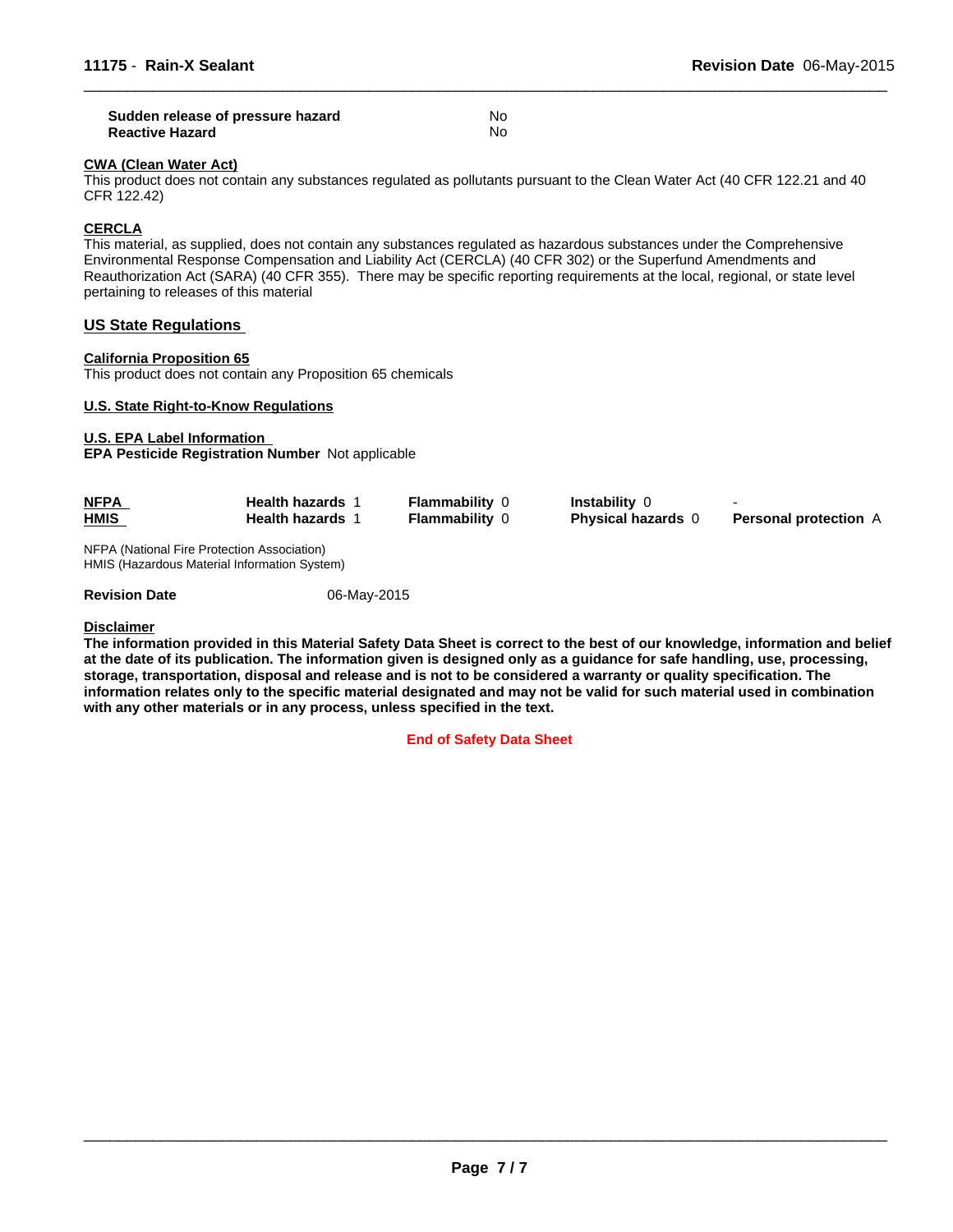| | |
|---|---|
| **Sudden release of pressure hazard** | No |
| **Reactive Hazard** | No |

### CWA (Clean Water Act)

This product does not contain any substances regulated as pollutants pursuant to the Clean Water Act (40 CFR 122.21 and 40 CFR 122.42)

### CERCLA

This material, as supplied, does not contain any substances regulated as hazardous substances under the Comprehensive Environmental Response Compensation and Liability Act (CERCLA) (40 CFR 302) or the Superfund Amendments and Reauthorization Act (SARA) (40 CFR 355). There may be specific reporting requirements at the local, regional, or state level pertaining to releases of this material

## US State Regulations

### California Proposition 65

This product does not contain any Proposition 65 chemicals

### U.S. State Right-to-Know Regulations

### U.S. EPA Label Information

**EPA Pesticide Registration Number** Not applicable

| | | | | |
|---|---|---|---|---|
| **NFPA** | **Health hazards** 1 | **Flammability** 0 | **Instability** 0 | - |
| **HMIS** | **Health hazards** 1 | **Flammability** 0 | **Physical hazards** 0 | **Personal protection** A |

NFPA (National Fire Protection Association)
HMIS (Hazardous Material Information System)

**Revision Date** 06-May-2015

### Disclaimer

**The information provided in this Material Safety Data Sheet is correct to the best of our knowledge, information and belief at the date of its publication. The information given is designed only as a guidance for safe handling, use, processing, storage, transportation, disposal and release and is not to be considered a warranty or quality specification. The information relates only to the specific material designated and may not be valid for such material used in combination with any other materials or in any process, unless specified in the text.**

**End of Safety Data Sheet**